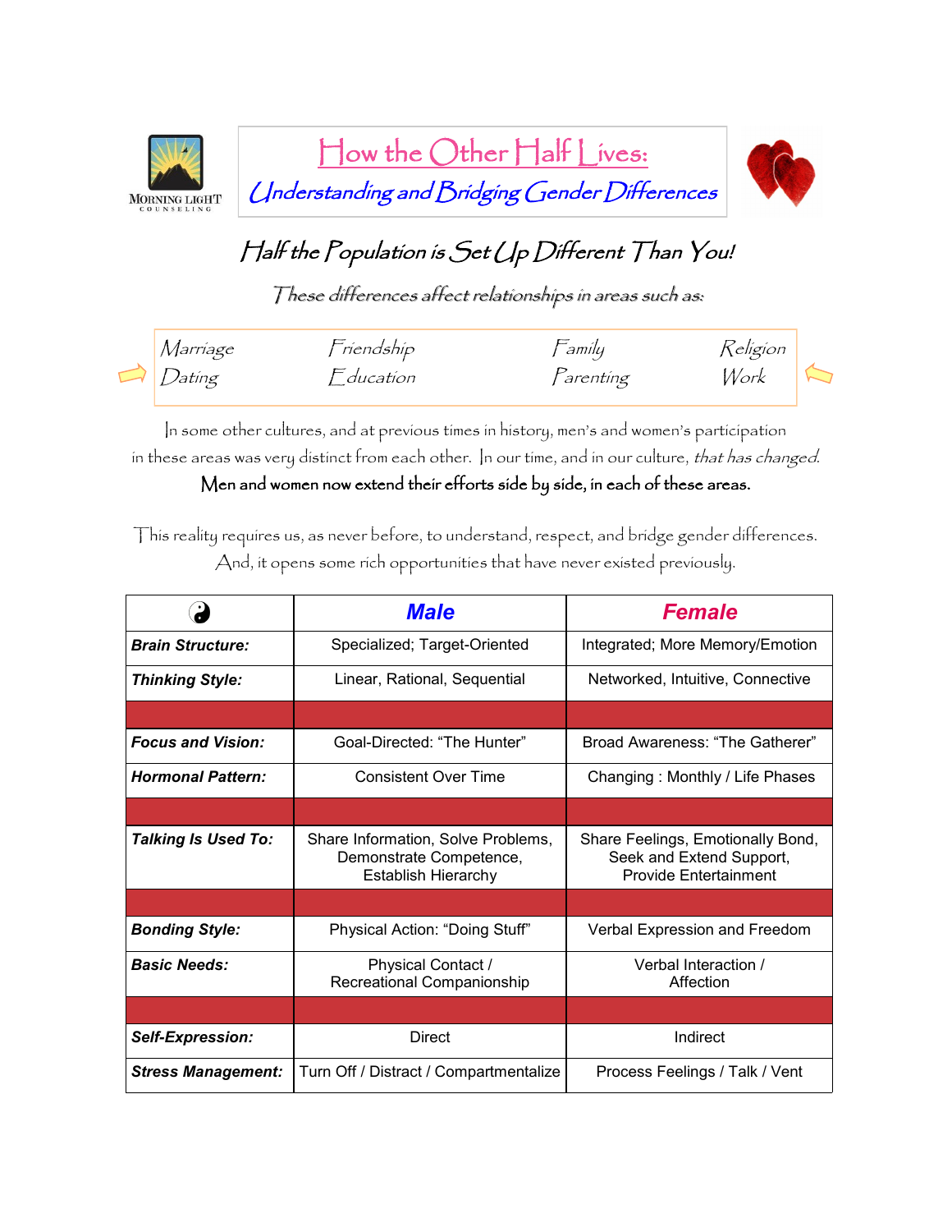MORNING LIGHT COUNSELING

# How the Other Half Lives:

## *Understanding and Bridging Gender Differences*

## *Half the Population is Set Up Different Than You!*

*These differences affect relationships in areas such as:*

| | | | |
|---|---|---|---|
| *Marriage* | *Friendship* | *Family* | *Religion* |
| *Dating* | *Education* | *Parenting* | *Work* |

In some other cultures, and at previous times in history, men's and women's participation in these areas was very distinct from each other. In our time, and in our culture, *that has changed.*

**Men and women now extend their efforts side by side, in each of these areas.**

This reality requires us, as never before, to understand, respect, and bridge gender differences. And, it opens some rich opportunities that have never existed previously.

| ☯ | **Male** | **Female** |
|---|---|---|
| ***Brain Structure:*** | Specialized; Target-Oriented | Integrated; More Memory/Emotion |
| ***Thinking Style:*** | Linear, Rational, Sequential | Networked, Intuitive, Connective |
| | | |
| ***Focus and Vision:*** | Goal-Directed: "The Hunter" | Broad Awareness: "The Gatherer" |
| ***Hormonal Pattern:*** | Consistent Over Time | Changing : Monthly / Life Phases |
| | | |
| ***Talking Is Used To:*** | Share Information, Solve Problems, Demonstrate Competence, Establish Hierarchy | Share Feelings, Emotionally Bond, Seek and Extend Support, Provide Entertainment |
| | | |
| ***Bonding Style:*** | Physical Action: "Doing Stuff" | Verbal Expression and Freedom |
| ***Basic Needs:*** | Physical Contact / Recreational Companionship | Verbal Interaction / Affection |
| | | |
| ***Self-Expression:*** | Direct | Indirect |
| ***Stress Management:*** | Turn Off / Distract / Compartmentalize | Process Feelings / Talk / Vent |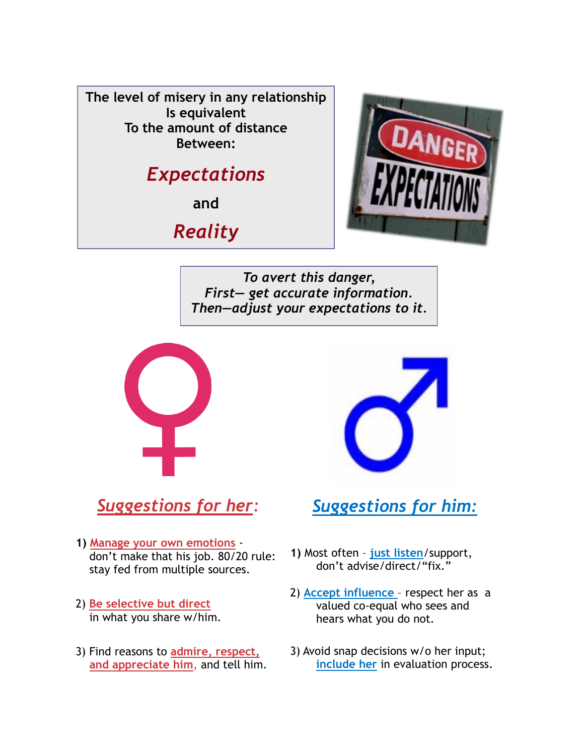The level of misery in any relationship
Is equivalent
To the amount of distance
Between:

***Expectations***

and

***Reality***

DANGER

EXPECTATIONS

*To avert this danger,*
*First— get accurate information.*
*Then—adjust your expectations to it.*

## *Suggestions for her:*

1) **Manage your own emotions** - don't make that job. 80/20 rule: stay fed from multiple sources.

2) **Be selective but direct** in what you share w/him.

3) Find reasons to **admire, respect, and appreciate him**, and tell him.

## *Suggestions for him:*

1) Most often – **just listen**/support, don't advise/direct/"fix."

2) **Accept influence** – respect her as a valued co-equal who sees and hears what you do not.

3) Avoid snap decisions w/o her input; **include her** in evaluation process.